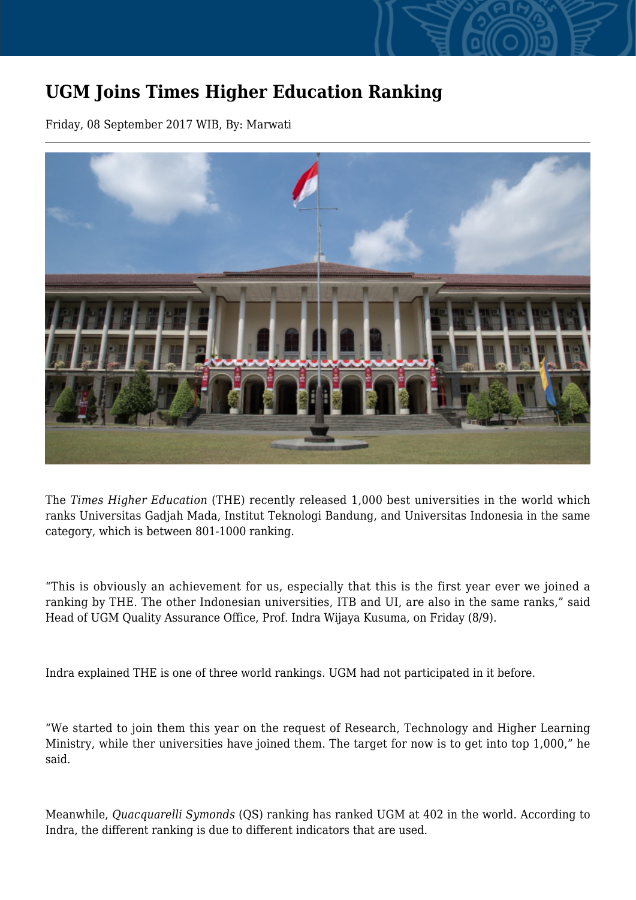# UGM Joins Times Higher Education Ranking

Friday, 08 September 2017 WIB, By: Marwati

The *Times Higher Education* (THE) recently released 1,000 best universities in the world which ranks Universitas Gadjah Mada, Institut Teknologi Bandung, and Universitas Indonesia in the same category, which is between 801-1000 ranking.

“This is obviously an achievement for us, especially that this is the first year ever we joined a ranking by THE. The other Indonesian universities, ITB and UI, are also in the same ranks,” said Head of UGM Quality Assurance Office, Prof. Indra Wijaya Kusuma, on Friday (8/9).

Indra explained THE is one of three world rankings. UGM had not participated in it before.

“We started to join them this year on the request of Research, Technology and Higher Learning Ministry, while ther universities have joined them. The target for now is to get into top 1,000,” he said.

Meanwhile, *Quacquarelli Symonds* (QS) ranking has ranked UGM at 402 in the world. According to Indra, the different ranking is due to different indicators that are used.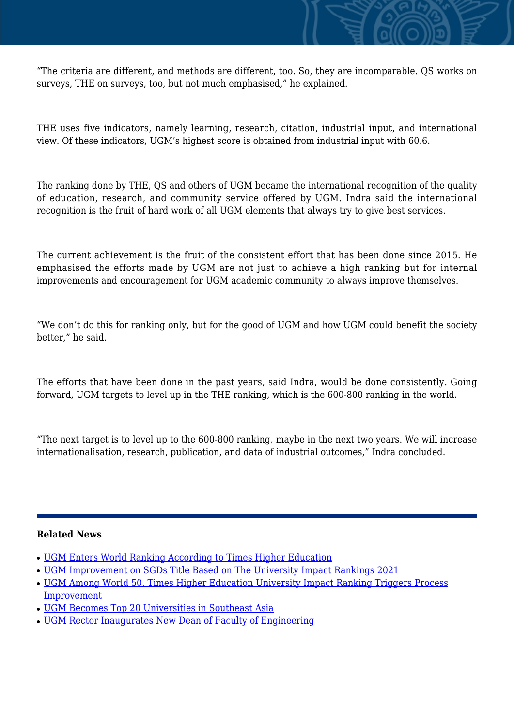“The criteria are different, and methods are different, too. So, they are incomparable. QS works on surveys, THE on surveys, too, but not much emphasised,” he explained.

THE uses five indicators, namely learning, research, citation, industrial input, and international view. Of these indicators, UGM’s highest score is obtained from industrial input with 60.6.

The ranking done by THE, QS and others of UGM became the international recognition of the quality of education, research, and community service offered by UGM. Indra said the international recognition is the fruit of hard work of all UGM elements that always try to give best services.

The current achievement is the fruit of the consistent effort that has been done since 2015. He emphasised the efforts made by UGM are not just to achieve a high ranking but for internal improvements and encouragement for UGM academic community to always improve themselves.

“We don’t do this for ranking only, but for the good of UGM and how UGM could benefit the society better,” he said.

The efforts that have been done in the past years, said Indra, would be done consistently. Going forward, UGM targets to level up in the THE ranking, which is the 600-800 ranking in the world.

“The next target is to level up to the 600-800 ranking, maybe in the next two years. We will increase internationalisation, research, publication, and data of industrial outcomes,” Indra concluded.

---

**Related News**

- UGM Enters World Ranking According to Times Higher Education
- UGM Improvement on SGDs Title Based on The University Impact Rankings 2021
- UGM Among World 50, Times Higher Education University Impact Ranking Triggers Process Improvement
- UGM Becomes Top 20 Universities in Southeast Asia
- UGM Rector Inaugurates New Dean of Faculty of Engineering